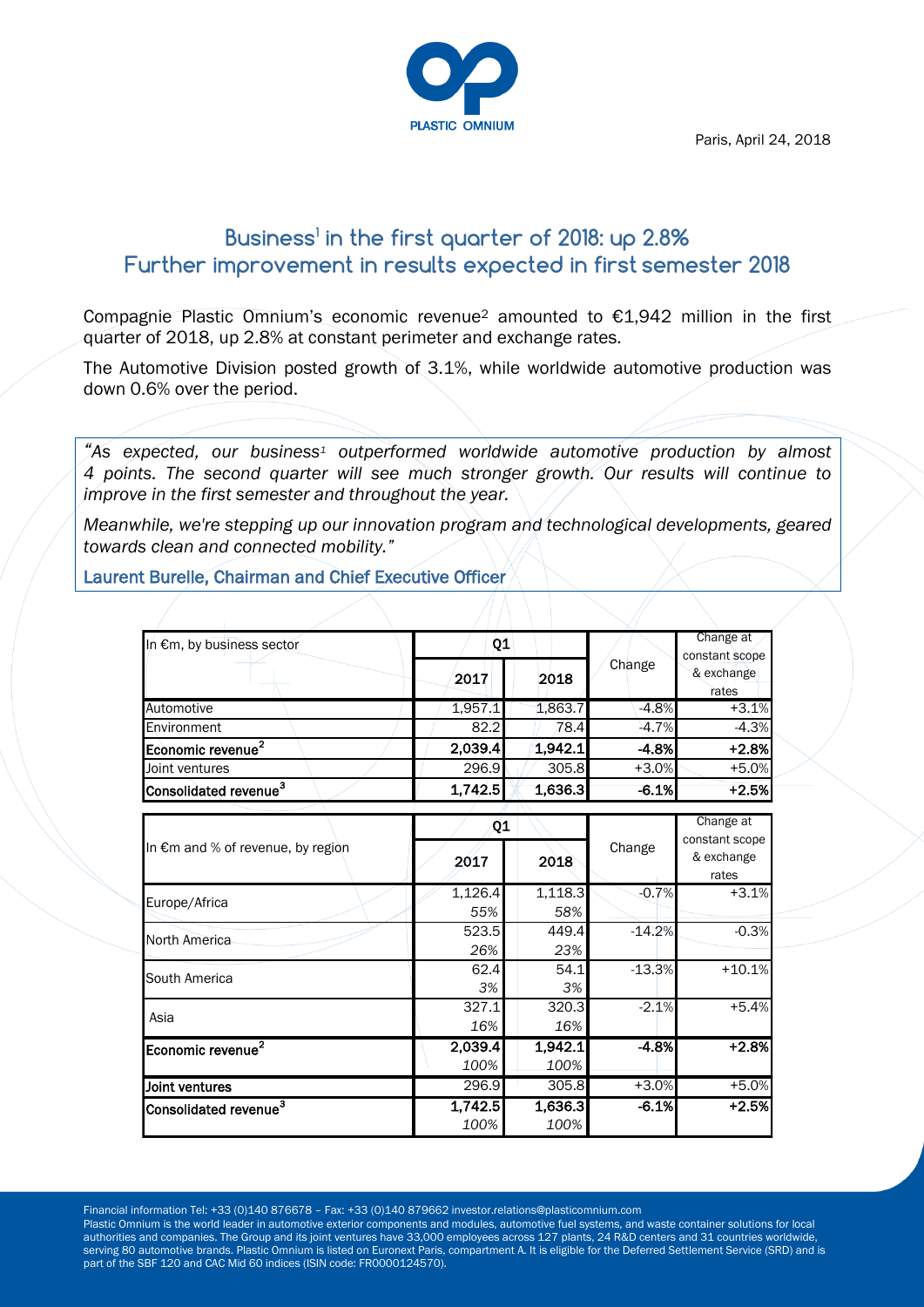PLASTIC OMNIUM

Paris, April 24, 2018

# Business[1] in the first quarter of 2018: up 2.8%
# Further improvement in results expected in first semester 2018

Compagnie Plastic Omnium's economic revenue[2] amounted to €1,942 million in the first quarter of 2018, up 2.8% at constant perimeter and exchange rates.

The Automotive Division posted growth of 3.1%, while worldwide automotive production was down 0.6% over the period.

*"As expected, our business[1] outperformed worldwide automotive production by almost 4 points. The second quarter will see much stronger growth. Our results will continue to improve in the first semester and throughout the year.*

*Meanwhile, we're stepping up our innovation program and technological developments, geared towards clean and connected mobility."*

Laurent Burelle, Chairman and Chief Executive Officer

| In €m, by business sector | Q1 | | Change | Change at constant scope & exchange rates |
|---|---|---|---|---|
| | 2017 | 2018 | | |
| Automotive | 1,957.1 | 1,863.7 | -4.8% | +3.1% |
| Environment | 82.2 | 78.4 | -4.7% | -4.3% |
| **Economic revenue[2]** | **2,039.4** | **1,942.1** | **-4.8%** | **+2.8%** |
| Joint ventures | 296.9 | 305.8 | +3.0% | +5.0% |
| **Consolidated revenue[3]** | **1,742.5** | **1,636.3** | **-6.1%** | **+2.5%** |

| In €m and % of revenue, by region | Q1 | | Change | Change at constant scope & exchange rates |
|---|---|---|---|---|
| | 2017 | 2018 | | |
| Europe/Africa | 1,126.4 | 1,118.3 | -0.7% | +3.1% |
| | *55%* | *58%* | | |
| North America | 523.5 | 449.4 | -14.2% | -0.3% |
| | *26%* | *23%* | | |
| South America | 62.4 | 54.1 | -13.3% | +10.1% |
| | *3%* | *3%* | | |
| Asia | 327.1 | 320.3 | -2.1% | +5.4% |
| | *16%* | *16%* | | |
| **Economic revenue[2]** | **2,039.4** | **1,942.1** | **-4.8%** | **+2.8%** |
| | *100%* | *100%* | | |
| **Joint ventures** | 296.9 | 305.8 | +3.0% | +5.0% |
| **Consolidated revenue[3]** | **1,742.5** | **1,636.3** | **-6.1%** | **+2.5%** |
| | *100%* | *100%* | | |

Financial information Tel: +33 (0)140 876678 – Fax: +33 (0)140 879662 investor.relations@plasticomnium.com
Plastic Omnium is the world leader in automotive exterior components and modules, automotive fuel systems, and waste container solutions for local authorities and companies. The Group and its joint ventures have 33,000 employees across 127 plants, 24 R&D centers and 31 countries worldwide, serving 80 automotive brands. Plastic Omnium is listed on Euronext Paris, compartment A. It is eligible for the Deferred Settlement Service (SRD) and is part of the SBF 120 and CAC Mid 60 indices (ISIN code: FR0000124570).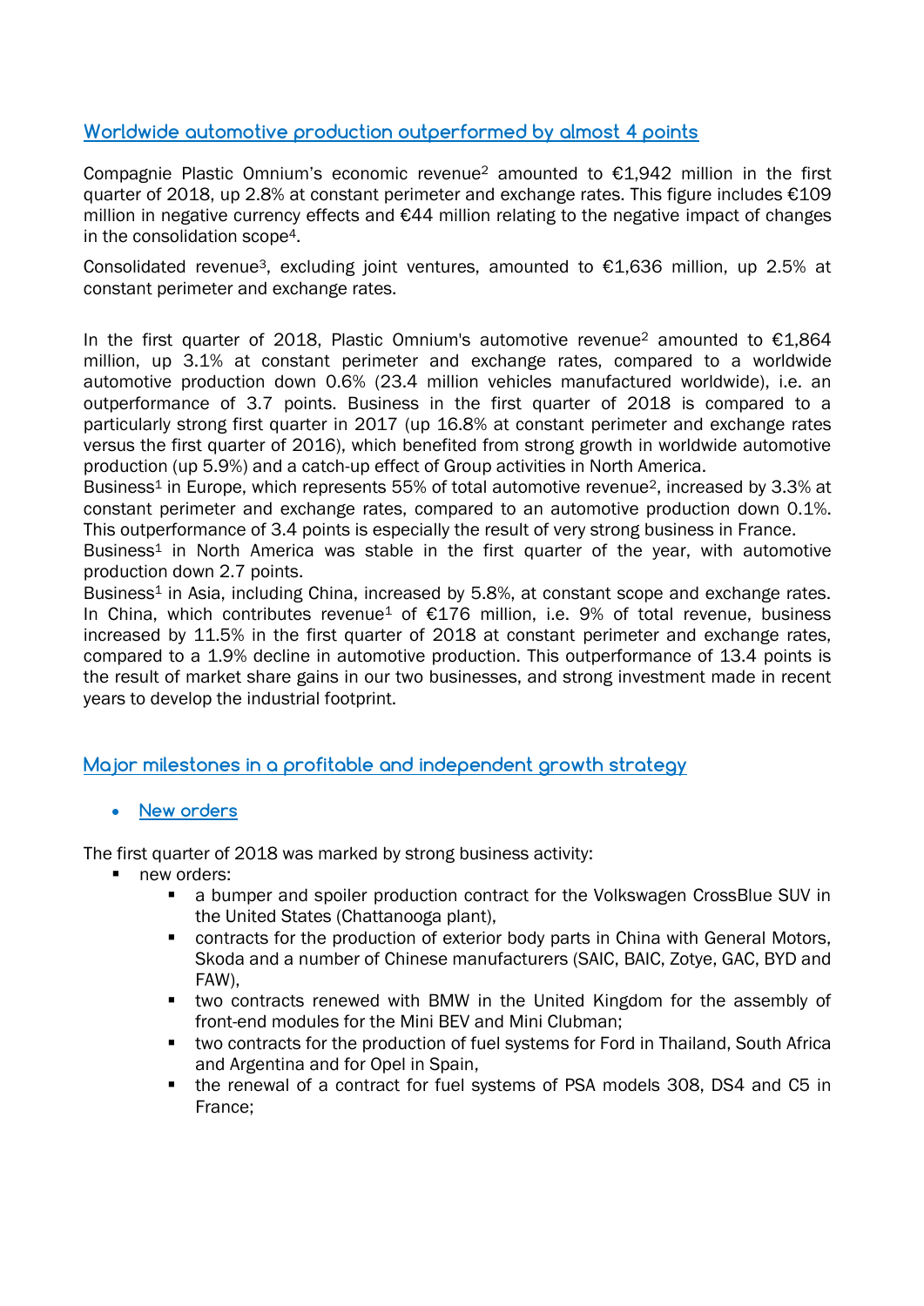## Worldwide automotive production outperformed by almost 4 points

Compagnie Plastic Omnium's economic revenue[2] amounted to €1,942 million in the first quarter of 2018, up 2.8% at constant perimeter and exchange rates. This figure includes €109 million in negative currency effects and €44 million relating to the negative impact of changes in the consolidation scope[4].

Consolidated revenue[3], excluding joint ventures, amounted to €1,636 million, up 2.5% at constant perimeter and exchange rates.

In the first quarter of 2018, Plastic Omnium's automotive revenue[2] amounted to €1,864 million, up 3.1% at constant perimeter and exchange rates, compared to a worldwide automotive production down 0.6% (23.4 million vehicles manufactured worldwide), i.e. an outperformance of 3.7 points. Business in the first quarter of 2018 is compared to a particularly strong first quarter in 2017 (up 16.8% at constant perimeter and exchange rates versus the first quarter of 2016), which benefited from strong growth in worldwide automotive production (up 5.9%) and a catch-up effect of Group activities in North America.

Business[1] in Europe, which represents 55% of total automotive revenue[2], increased by 3.3% at constant perimeter and exchange rates, compared to an automotive production down 0.1%. This outperformance of 3.4 points is especially the result of very strong business in France.

Business[1] in North America was stable in the first quarter of the year, with automotive production down 2.7 points.

Business[1] in Asia, including China, increased by 5.8%, at constant scope and exchange rates. In China, which contributes revenue[1] of €176 million, i.e. 9% of total revenue, business increased by 11.5% in the first quarter of 2018 at constant perimeter and exchange rates, compared to a 1.9% decline in automotive production. This outperformance of 13.4 points is the result of market share gains in our two businesses, and strong investment made in recent years to develop the industrial footprint.

## Major milestones in a profitable and independent growth strategy

- New orders

The first quarter of 2018 was marked by strong business activity:

- new orders:
  - a bumper and spoiler production contract for the Volkswagen CrossBlue SUV in the United States (Chattanooga plant),
  - contracts for the production of exterior body parts in China with General Motors, Skoda and a number of Chinese manufacturers (SAIC, BAIC, Zotye, GAC, BYD and FAW),
  - two contracts renewed with BMW in the United Kingdom for the assembly of front-end modules for the Mini BEV and Mini Clubman;
  - two contracts for the production of fuel systems for Ford in Thailand, South Africa and Argentina and for Opel in Spain,
  - the renewal of a contract for fuel systems of PSA models 308, DS4 and C5 in France;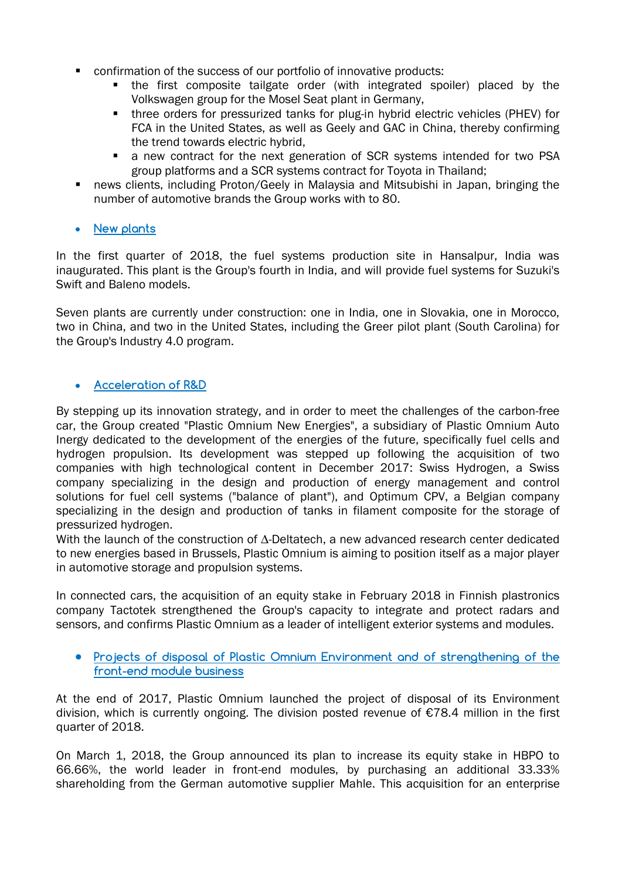- confirmation of the success of our portfolio of innovative products:
  - the first composite tailgate order (with integrated spoiler) placed by the Volkswagen group for the Mosel Seat plant in Germany,
  - three orders for pressurized tanks for plug-in hybrid electric vehicles (PHEV) for FCA in the United States, as well as Geely and GAC in China, thereby confirming the trend towards electric hybrid,
  - a new contract for the next generation of SCR systems intended for two PSA group platforms and a SCR systems contract for Toyota in Thailand;
- news clients, including Proton/Geely in Malaysia and Mitsubishi in Japan, bringing the number of automotive brands the Group works with to 80.

- New plants

In the first quarter of 2018, the fuel systems production site in Hansalpur, India was inaugurated. This plant is the Group's fourth in India, and will provide fuel systems for Suzuki's Swift and Baleno models.

Seven plants are currently under construction: one in India, one in Slovakia, one in Morocco, two in China, and two in the United States, including the Greer pilot plant (South Carolina) for the Group's Industry 4.0 program.

- Acceleration of R&D

By stepping up its innovation strategy, and in order to meet the challenges of the carbon-free car, the Group created "Plastic Omnium New Energies", a subsidiary of Plastic Omnium Auto Inergy dedicated to the development of the energies of the future, specifically fuel cells and hydrogen propulsion. Its development was stepped up following the acquisition of two companies with high technological content in December 2017: Swiss Hydrogen, a Swiss company specializing in the design and production of energy management and control solutions for fuel cell systems ("balance of plant"), and Optimum CPV, a Belgian company specializing in the design and production of tanks in filament composite for the storage of pressurized hydrogen.
With the launch of the construction of Δ-Deltatech, a new advanced research center dedicated to new energies based in Brussels, Plastic Omnium is aiming to position itself as a major player in automotive storage and propulsion systems.

In connected cars, the acquisition of an equity stake in February 2018 in Finnish plastronics company Tactotek strengthened the Group's capacity to integrate and protect radars and sensors, and confirms Plastic Omnium as a leader of intelligent exterior systems and modules.

- Projects of disposal of Plastic Omnium Environment and of strengthening of the front-end module business

At the end of 2017, Plastic Omnium launched the project of disposal of its Environment division, which is currently ongoing. The division posted revenue of €78.4 million in the first quarter of 2018.

On March 1, 2018, the Group announced its plan to increase its equity stake in HBPO to 66.66%, the world leader in front-end modules, by purchasing an additional 33.33% shareholding from the German automotive supplier Mahle. This acquisition for an enterprise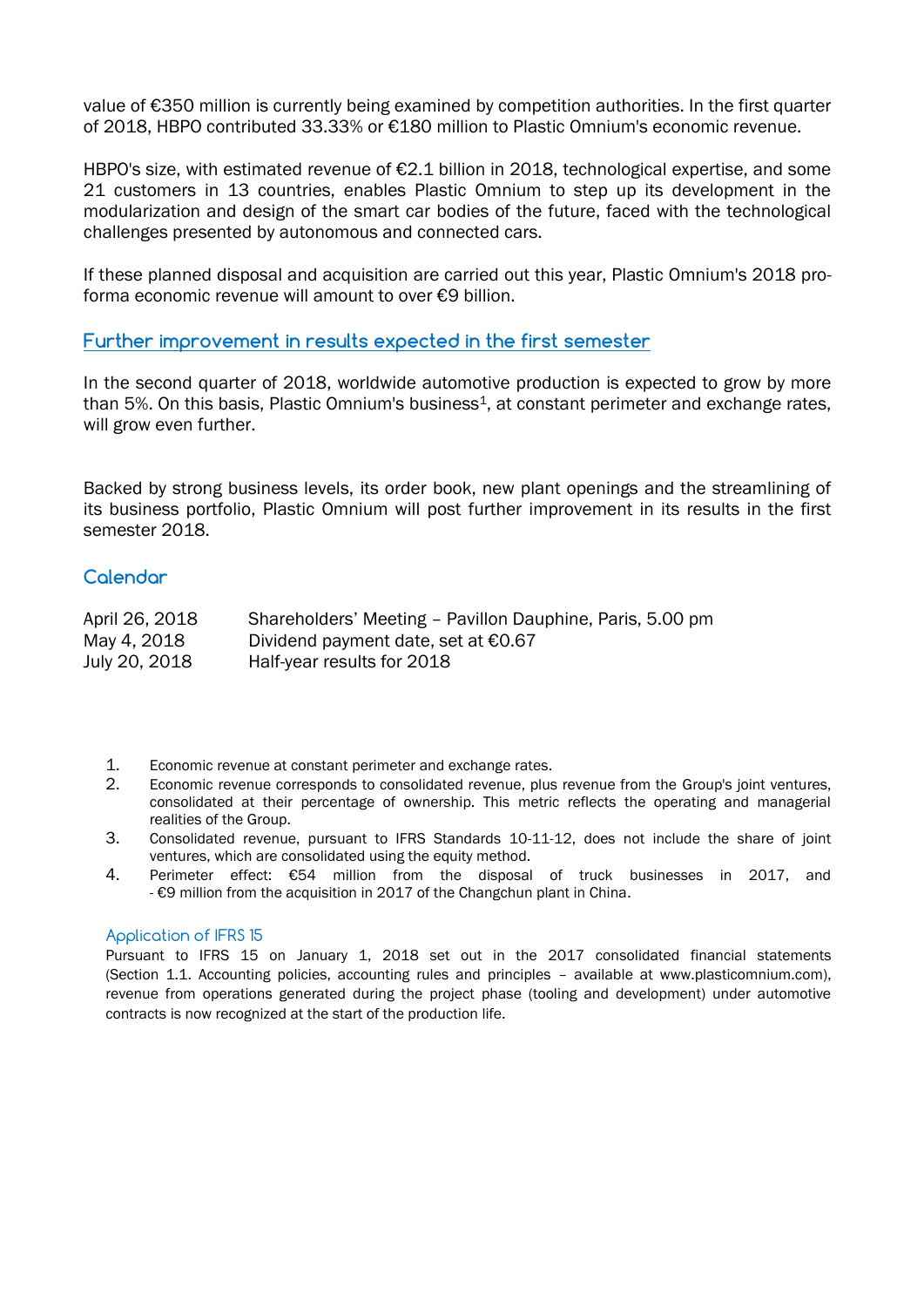value of €350 million is currently being examined by competition authorities. In the first quarter of 2018, HBPO contributed 33.33% or €180 million to Plastic Omnium's economic revenue.

HBPO's size, with estimated revenue of €2.1 billion in 2018, technological expertise, and some 21 customers in 13 countries, enables Plastic Omnium to step up its development in the modularization and design of the smart car bodies of the future, faced with the technological challenges presented by autonomous and connected cars.

If these planned disposal and acquisition are carried out this year, Plastic Omnium's 2018 pro-forma economic revenue will amount to over €9 billion.

## Further improvement in results expected in the first semester

In the second quarter of 2018, worldwide automotive production is expected to grow by more than 5%. On this basis, Plastic Omnium's business[1], at constant perimeter and exchange rates, will grow even further.

Backed by strong business levels, its order book, new plant openings and the streamlining of its business portfolio, Plastic Omnium will post further improvement in its results in the first semester 2018.

## Calendar

| | |
|---|---|
| April 26, 2018 | Shareholders' Meeting – Pavillon Dauphine, Paris, 5.00 pm |
| May 4, 2018 | Dividend payment date, set at €0.67 |
| July 20, 2018 | Half-year results for 2018 |

1. Economic revenue at constant perimeter and exchange rates.
2. Economic revenue corresponds to consolidated revenue, plus revenue from the Group's joint ventures, consolidated at their percentage of ownership. This metric reflects the operating and managerial realities of the Group.
3. Consolidated revenue, pursuant to IFRS Standards 10-11-12, does not include the share of joint ventures, which are consolidated using the equity method.
4. Perimeter effect: €54 million from the disposal of truck businesses in 2017, and -€9 million from the acquisition in 2017 of the Changchun plant in China.

### Application of IFRS 15

Pursuant to IFRS 15 on January 1, 2018 set out in the 2017 consolidated financial statements (Section 1.1. Accounting policies, accounting rules and principles – available at www.plasticomnium.com), revenue from operations generated during the project phase (tooling and development) under automotive contracts is now recognized at the start of the production life.